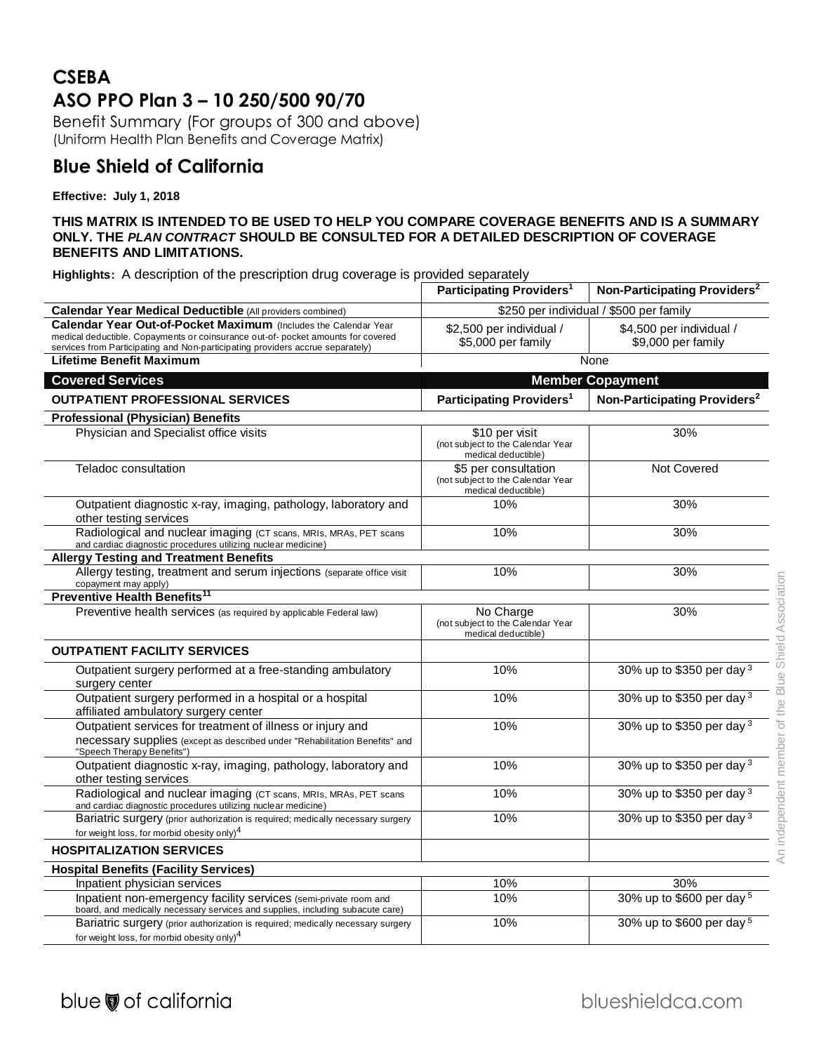# CSEBA

# ASO PPO Plan 3 – 10 250/500 90/70

Benefit Summary (For groups of 300 and above)
(Uniform Health Plan Benefits and Coverage Matrix)

## Blue Shield of California

**Effective: July 1, 2018**

**THIS MATRIX IS INTENDED TO BE USED TO HELP YOU COMPARE COVERAGE BENEFITS AND IS A SUMMARY ONLY. THE *PLAN CONTRACT* SHOULD BE CONSULTED FOR A DETAILED DESCRIPTION OF COVERAGE BENEFITS AND LIMITATIONS.**

**Highlights:** A description of the prescription drug coverage is provided separately

| | Participating Providers[1] | Non-Participating Providers[2] |
|---|---|---|
| **Calendar Year Medical Deductible** (All providers combined) | $250 per individual / $500 per family | |
| **Calendar Year Out-of-Pocket Maximum** (Includes the Calendar Year medical deductible. Copayments or coinsurance out-of- pocket amounts for covered services from Participating and Non-participating providers accrue separately) | $2,500 per individual / $5,000 per family | $4,500 per individual / $9,000 per family |
| **Lifetime Benefit Maximum** | None | |

| **Covered Services** | **Member Copayment** | |
|---|---|---|
| **OUTPATIENT PROFESSIONAL SERVICES** | **Participating Providers[1]** | **Non-Participating Providers[2]** |
| **Professional (Physician) Benefits** | | |
| Physician and Specialist office visits | $10 per visit (not subject to the Calendar Year medical deductible) | 30% |
| Teladoc consultation | $5 per consultation (not subject to the Calendar Year medical deductible) | Not Covered |
| Outpatient diagnostic x-ray, imaging, pathology, laboratory and other testing services | 10% | 30% |
| Radiological and nuclear imaging (CT scans, MRIs, MRAs, PET scans and cardiac diagnostic procedures utilizing nuclear medicine) | 10% | 30% |
| **Allergy Testing and Treatment Benefits** | | |
| Allergy testing, treatment and serum injections (separate office visit copayment may apply) | 10% | 30% |
| **Preventive Health Benefits[11]** | | |
| Preventive health services (as required by applicable Federal law) | No Charge (not subject to the Calendar Year medical deductible) | 30% |
| **OUTPATIENT FACILITY SERVICES** | | |
| Outpatient surgery performed at a free-standing ambulatory surgery center | 10% | 30% up to $350 per day [3] |
| Outpatient surgery performed in a hospital or a hospital affiliated ambulatory surgery center | 10% | 30% up to $350 per day [3] |
| Outpatient services for treatment of illness or injury and necessary supplies (except as described under "Rehabilitation Benefits" and "Speech Therapy Benefits") | 10% | 30% up to $350 per day [3] |
| Outpatient diagnostic x-ray, imaging, pathology, laboratory and other testing services | 10% | 30% up to $350 per day [3] |
| Radiological and nuclear imaging (CT scans, MRIs, MRAs, PET scans and cardiac diagnostic procedures utilizing nuclear medicine) | 10% | 30% up to $350 per day [3] |
| Bariatric surgery (prior authorization is required; medically necessary surgery for weight loss, for morbid obesity only)[4] | 10% | 30% up to $350 per day [3] |
| **HOSPITALIZATION SERVICES** | | |
| **Hospital Benefits (Facility Services)** | | |
| Inpatient physician services | 10% | 30% |
| Inpatient non-emergency facility services (semi-private room and board, and medically necessary services and supplies, including subacute care) | 10% | 30% up to $600 per day [5] |
| Bariatric surgery (prior authorization is required; medically necessary surgery for weight loss, for morbid obesity only)[4] | 10% | 30% up to $600 per day [5] |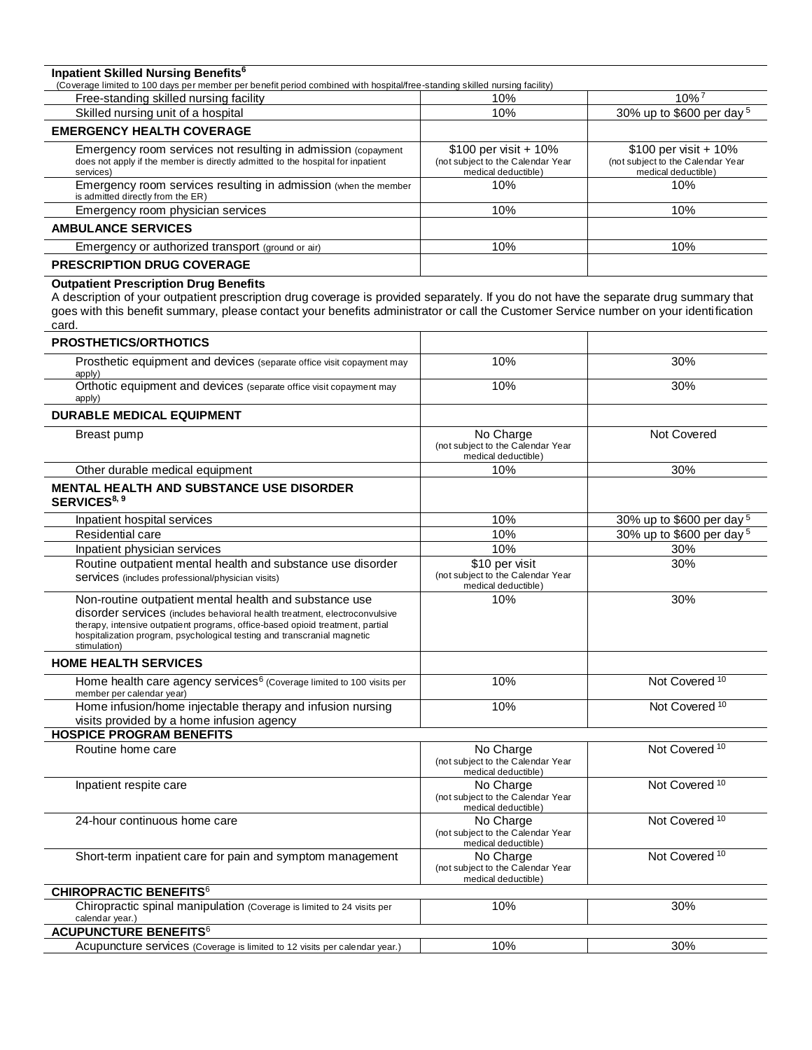| Inpatient Skilled Nursing Benefits[6] (Coverage limited to 100 days per member per benefit period combined with hospital/free-standing skilled nursing facility) | | |
| --- | --- | --- |
| Free-standing skilled nursing facility | 10% | 10%[7] |
| Skilled nursing unit of a hospital | 10% | 30% up to $600 per day[5] |
| **EMERGENCY HEALTH COVERAGE** | | |
| Emergency room services not resulting in admission (copayment does not apply if the member is directly admitted to the hospital for inpatient services) | $100 per visit + 10% (not subject to the Calendar Year medical deductible) | $100 per visit + 10% (not subject to the Calendar Year medical deductible) |
| Emergency room services resulting in admission (when the member is admitted directly from the ER) | 10% | 10% |
| Emergency room physician services | 10% | 10% |
| **AMBULANCE SERVICES** | | |
| Emergency or authorized transport (ground or air) | 10% | 10% |
| **PRESCRIPTION DRUG COVERAGE** | | |

**Outpatient Prescription Drug Benefits**
A description of your outpatient prescription drug coverage is provided separately. If you do not have the separate drug summary that goes with this benefit summary, please contact your benefits administrator or call the Customer Service number on your identification card.

| **PROSTHETICS/ORTHOTICS** | | |
| --- | --- | --- |
| Prosthetic equipment and devices (separate office visit copayment may apply) | 10% | 30% |
| Orthotic equipment and devices (separate office visit copayment may apply) | 10% | 30% |
| **DURABLE MEDICAL EQUIPMENT** | | |
| Breast pump | No Charge (not subject to the Calendar Year medical deductible) | Not Covered |
| Other durable medical equipment | 10% | 30% |
| **MENTAL HEALTH AND SUBSTANCE USE DISORDER SERVICES[8, 9]** | | |
| Inpatient hospital services | 10% | 30% up to $600 per day[5] |
| Residential care | 10% | 30% up to $600 per day[5] |
| Inpatient physician services | 10% | 30% |
| Routine outpatient mental health and substance use disorder services (includes professional/physician visits) | $10 per visit (not subject to the Calendar Year medical deductible) | 30% |
| Non-routine outpatient mental health and substance use disorder services (includes behavioral health treatment, electroconvulsive therapy, intensive outpatient programs, office-based opioid treatment, partial hospitalization program, psychological testing and transcranial magnetic stimulation) | 10% | 30% |
| **HOME HEALTH SERVICES** | | |
| Home health care agency services[6] (Coverage limited to 100 visits per member per calendar year) | 10% | Not Covered[10] |
| Home infusion/home injectable therapy and infusion nursing visits provided by a home infusion agency | 10% | Not Covered[10] |
| **HOSPICE PROGRAM BENEFITS** | | |
| Routine home care | No Charge (not subject to the Calendar Year medical deductible) | Not Covered[10] |
| Inpatient respite care | No Charge (not subject to the Calendar Year medical deductible) | Not Covered[10] |
| 24-hour continuous home care | No Charge (not subject to the Calendar Year medical deductible) | Not Covered[10] |
| Short-term inpatient care for pain and symptom management | No Charge (not subject to the Calendar Year medical deductible) | Not Covered[10] |
| **CHIROPRACTIC BENEFITS[6]** | | |
| Chiropractic spinal manipulation (Coverage is limited to 24 visits per calendar year.) | 10% | 30% |
| **ACUPUNCTURE BENEFITS[6]** | | |
| Acupuncture services (Coverage is limited to 12 visits per calendar year.) | 10% | 30% |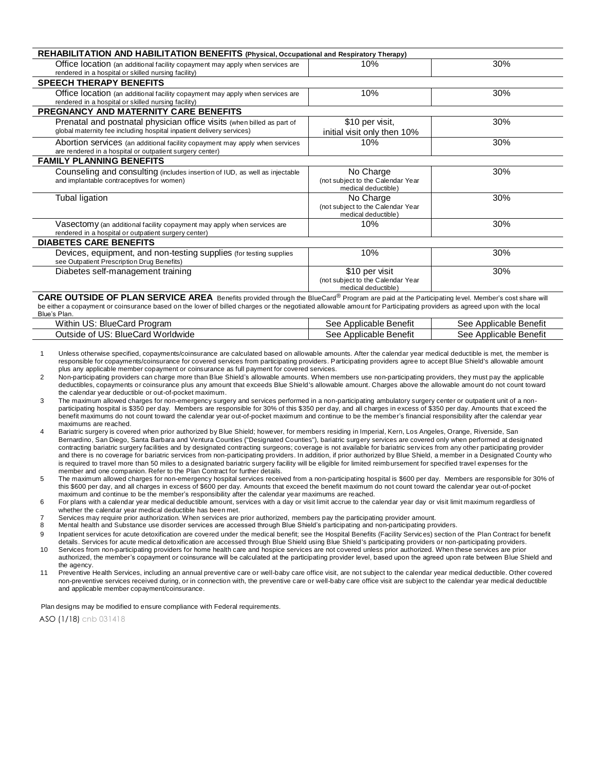| | | |
|---|---|---|
| **REHABILITATION AND HABILITATION BENEFITS (Physical, Occupational and Respiratory Therapy)** | | |
| Office location (an additional facility copayment may apply when services are rendered in a hospital or skilled nursing facility) | 10% | 30% |
| **SPEECH THERAPY BENEFITS** | | |
| Office location (an additional facility copayment may apply when services are rendered in a hospital or skilled nursing facility) | 10% | 30% |
| **PREGNANCY AND MATERNITY CARE BENEFITS** | | |
| Prenatal and postnatal physician office visits (when billed as part of global maternity fee including hospital inpatient delivery services) | $10 per visit, initial visit only then 10% | 30% |
| Abortion services (an additional facility copayment may apply when services are rendered in a hospital or outpatient surgery center) | 10% | 30% |
| **FAMILY PLANNING BENEFITS** | | |
| Counseling and consulting (includes insertion of IUD, as well as injectable and implantable contraceptives for women) | No Charge (not subject to the Calendar Year medical deductible) | 30% |
| Tubal ligation | No Charge (not subject to the Calendar Year medical deductible) | 30% |
| Vasectomy (an additional facility copayment may apply when services are rendered in a hospital or outpatient surgery center) | 10% | 30% |
| **DIABETES CARE BENEFITS** | | |
| Devices, equipment, and non-testing supplies (for testing supplies see Outpatient Prescription Drug Benefits) | 10% | 30% |
| Diabetes self-management training | $10 per visit (not subject to the Calendar Year medical deductible) | 30% |

**CARE OUTSIDE OF PLAN SERVICE AREA** Benefits provided through the BlueCard® Program are paid at the Participating level. Member's cost share will be either a copayment or coinsurance based on the lower of billed charges or the negotiated allowable amount for Participating providers as agreed upon with the local Blue's Plan.

| | | |
|---|---|---|
| Within US: BlueCard Program | See Applicable Benefit | See Applicable Benefit |
| Outside of US: BlueCard Worldwide | See Applicable Benefit | See Applicable Benefit |

1. Unless otherwise specified, copayments/coinsurance are calculated based on allowable amounts. After the calendar year medical deductible is met, the member is responsible for copayments/coinsurance for covered services from participating providers. Participating providers agree to accept Blue Shield's allowable amount plus any applicable member copayment or coinsurance as full payment for covered services.
2. Non-participating providers can charge more than Blue Shield's allowable amounts. When members use non-participating providers, they must pay the applicable deductibles, copayments or coinsurance plus any amount that exceeds Blue Shield's allowable amount. Charges above the allowable amount do not count toward the calendar year deductible or out-of-pocket maximum.
3. The maximum allowed charges for non-emergency surgery and services performed in a non-participating ambulatory surgery center or outpatient unit of a non-participating hospital is $350 per day. Members are responsible for 30% of this $350 per day, and all charges in excess of $350 per day. Amounts that exceed the benefit maximums do not count toward the calendar year out-of-pocket maximum and continue to be the member's financial responsibility after the calendar year maximums are reached.
4. Bariatric surgery is covered when prior authorized by Blue Shield; however, for members residing in Imperial, Kern, Los Angeles, Orange, Riverside, San Bernardino, San Diego, Santa Barbara and Ventura Counties ("Designated Counties"), bariatric surgery services are covered only when performed at designated contracting bariatric surgery facilities and by designated contracting surgeons; coverage is not available for bariatric services from any other participating provider and there is no coverage for bariatric services from non-participating providers. In addition, if prior authorized by Blue Shield, a member in a Designated County who is required to travel more than 50 miles to a designated bariatric surgery facility will be eligible for limited reimbursement for specified travel expenses for the member and one companion. Refer to the Plan Contract for further details.
5. The maximum allowed charges for non-emergency hospital services received from a non-participating hospital is $600 per day. Members are responsible for 30% of this $600 per day, and all charges in excess of $600 per day. Amounts that exceed the benefit maximum do not count toward the calendar year out-of-pocket maximum and continue to be the member's responsibility after the calendar year maximums are reached.
6. For plans with a calendar year medical deductible amount, services with a day or visit limit accrue to the calendar year day or visit limit maximum regardless of whether the calendar year medical deductible has been met.
7. Services may require prior authorization. When services are prior authorized, members pay the participating provider amount.
8. Mental health and Substance use disorder services are accessed through Blue Shield's participating and non-participating providers.
9. Inpatient services for acute detoxification are covered under the medical benefit; see the Hospital Benefits (Facility Services) section of the Plan Contract for benefit details. Services for acute medical detoxification are accessed through Blue Shield using Blue Shield's participating providers or non-participating providers.
10. Services from non-participating providers for home health care and hospice services are not covered unless prior authorized. When these services are prior authorized, the member's copayment or coinsurance will be calculated at the participating provider level, based upon the agreed upon rate between Blue Shield and the agency.
11. Preventive Health Services, including an annual preventive care or well-baby care office visit, are not subject to the calendar year medical deductible. Other covered non-preventive services received during, or in connection with, the preventive care or well-baby care office visit are subject to the calendar year medical deductible and applicable member copayment/coinsurance.

Plan designs may be modified to ensure compliance with Federal requirements.

ASO (1/18) cnb 031418